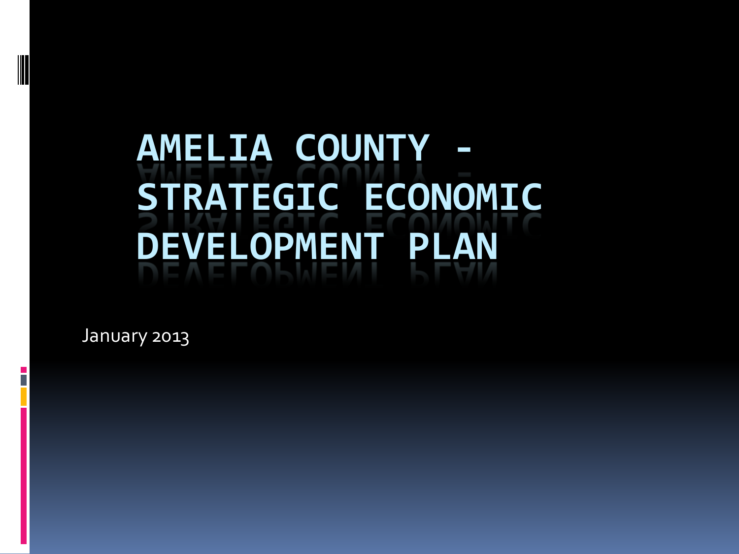# AMELIA COUNTY - STRATEGIC ECONOMIC DEVELOPMENT PLAN

January 2013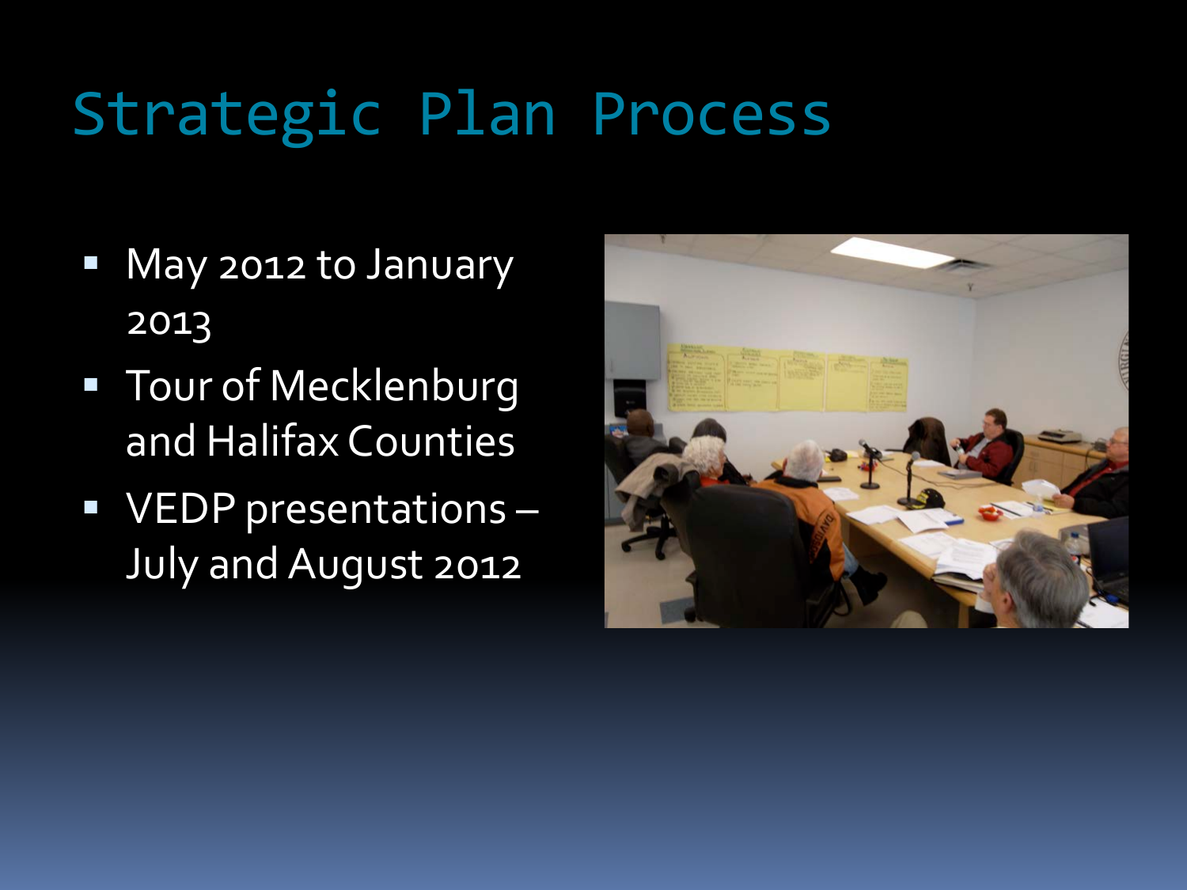# Strategic Plan Process

- May 2012 to January 2013
- Tour of Mecklenburg and Halifax Counties
- VEDP presentations – July and August 2012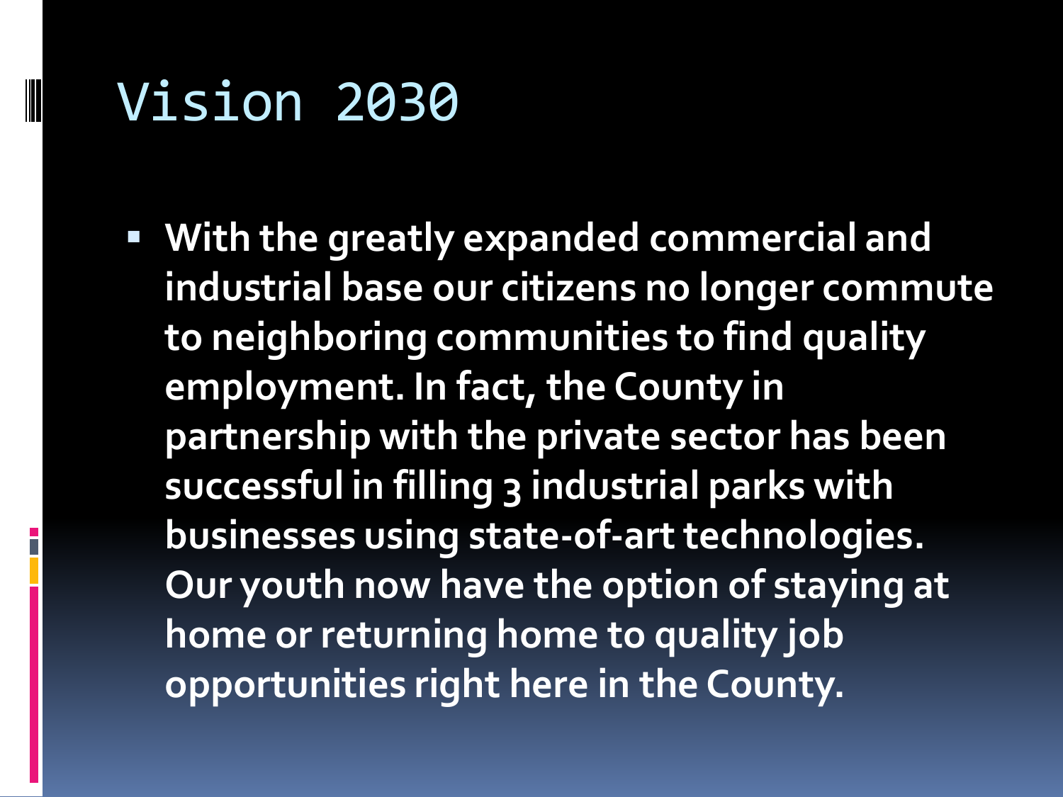# Vision 2030

- **With the greatly expanded commercial and industrial base our citizens no longer commute to neighboring communities to find quality employment. In fact, the County in partnership with the private sector has been successful in filling 3 industrial parks with businesses using state-of-art technologies. Our youth now have the option of staying at home or returning home to quality job opportunities right here in the County.**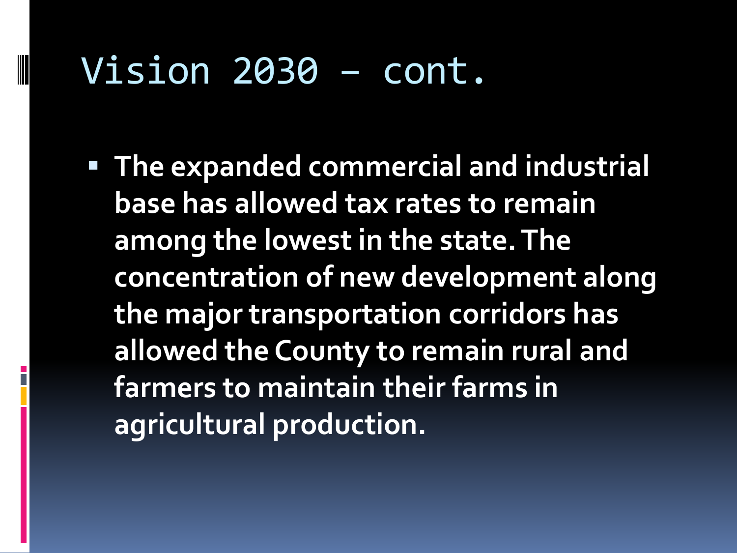# Vision 2030 – cont.

- **The expanded commercial and industrial base has allowed tax rates to remain among the lowest in the state. The concentration of new development along the major transportation corridors has allowed the County to remain rural and farmers to maintain their farms in agricultural production.**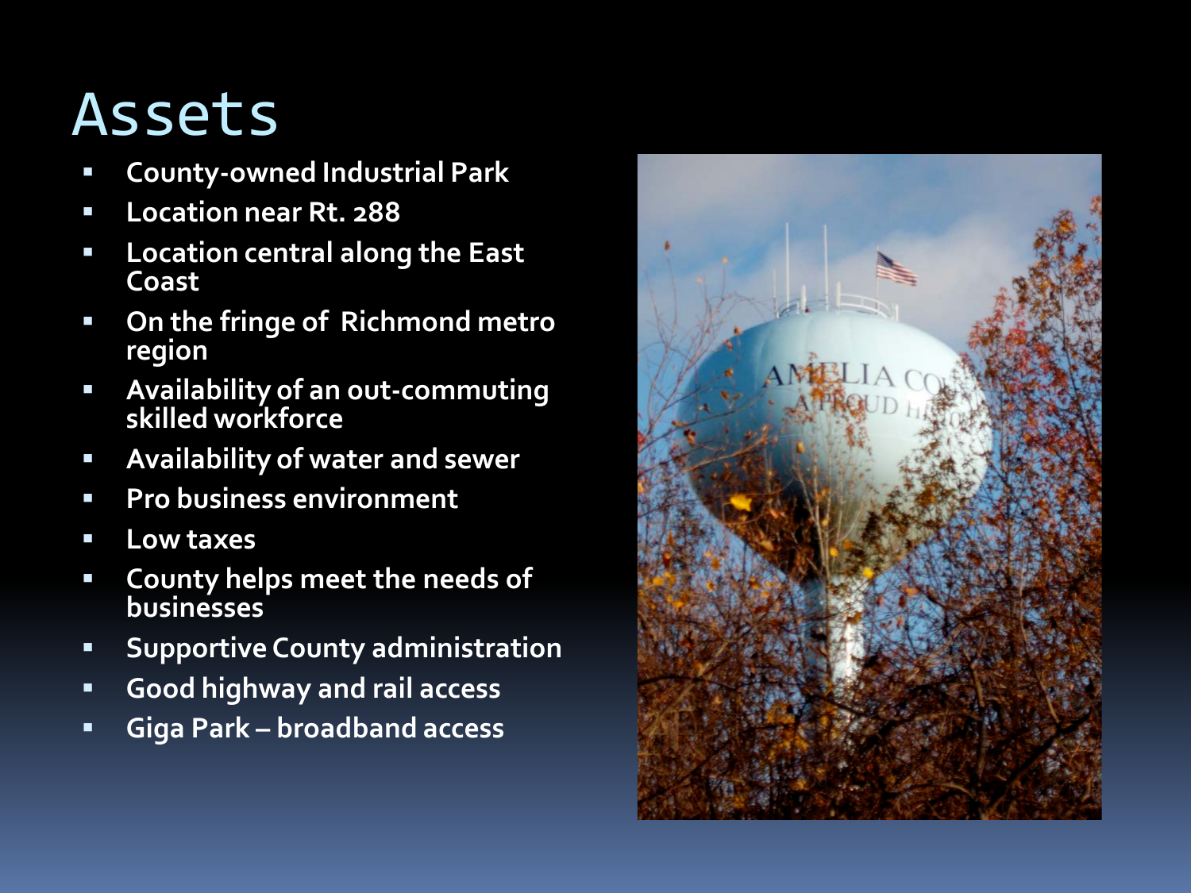# Assets

- County-owned Industrial Park
- Location near Rt. 288
- Location central along the East Coast
- On the fringe of Richmond metro region
- Availability of an out-commuting skilled workforce
- Availability of water and sewer
- Pro business environment
- Low taxes
- County helps meet the needs of businesses
- Supportive County administration
- Good highway and rail access
- Giga Park – broadband access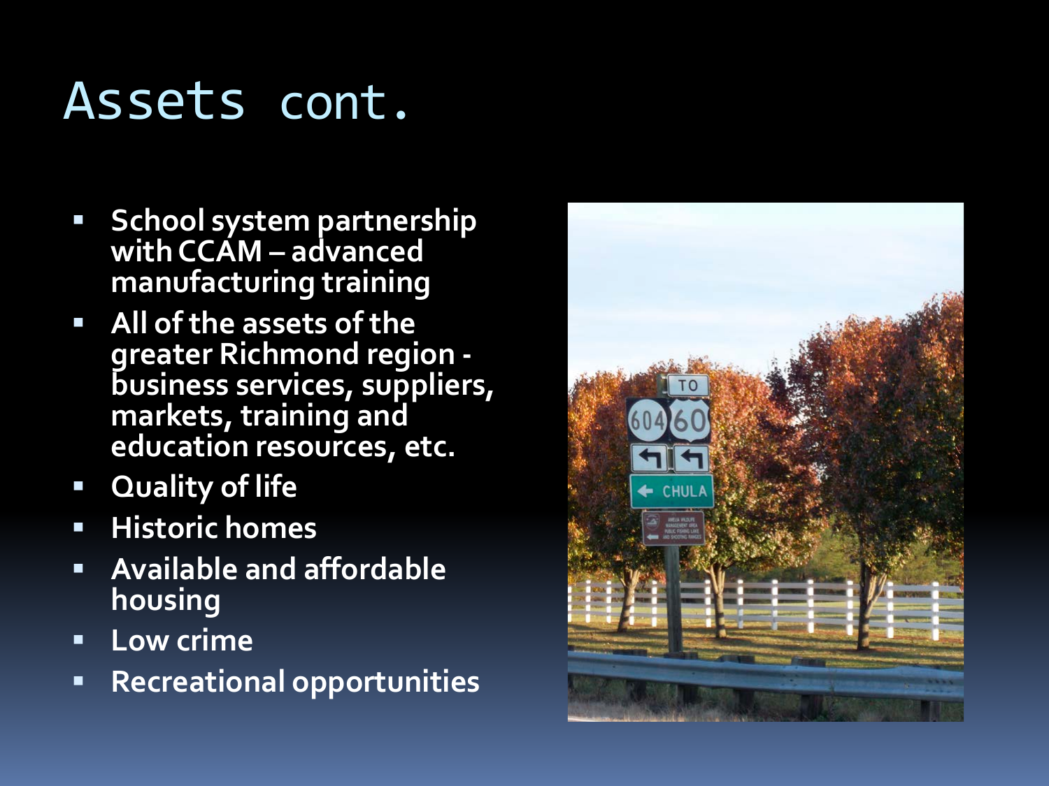# Assets cont.

- School system partnership with CCAM – advanced manufacturing training
- All of the assets of the greater Richmond region - business services, suppliers, markets, training and education resources, etc.
- Quality of life
- Historic homes
- Available and affordable housing
- Low crime
- Recreational opportunities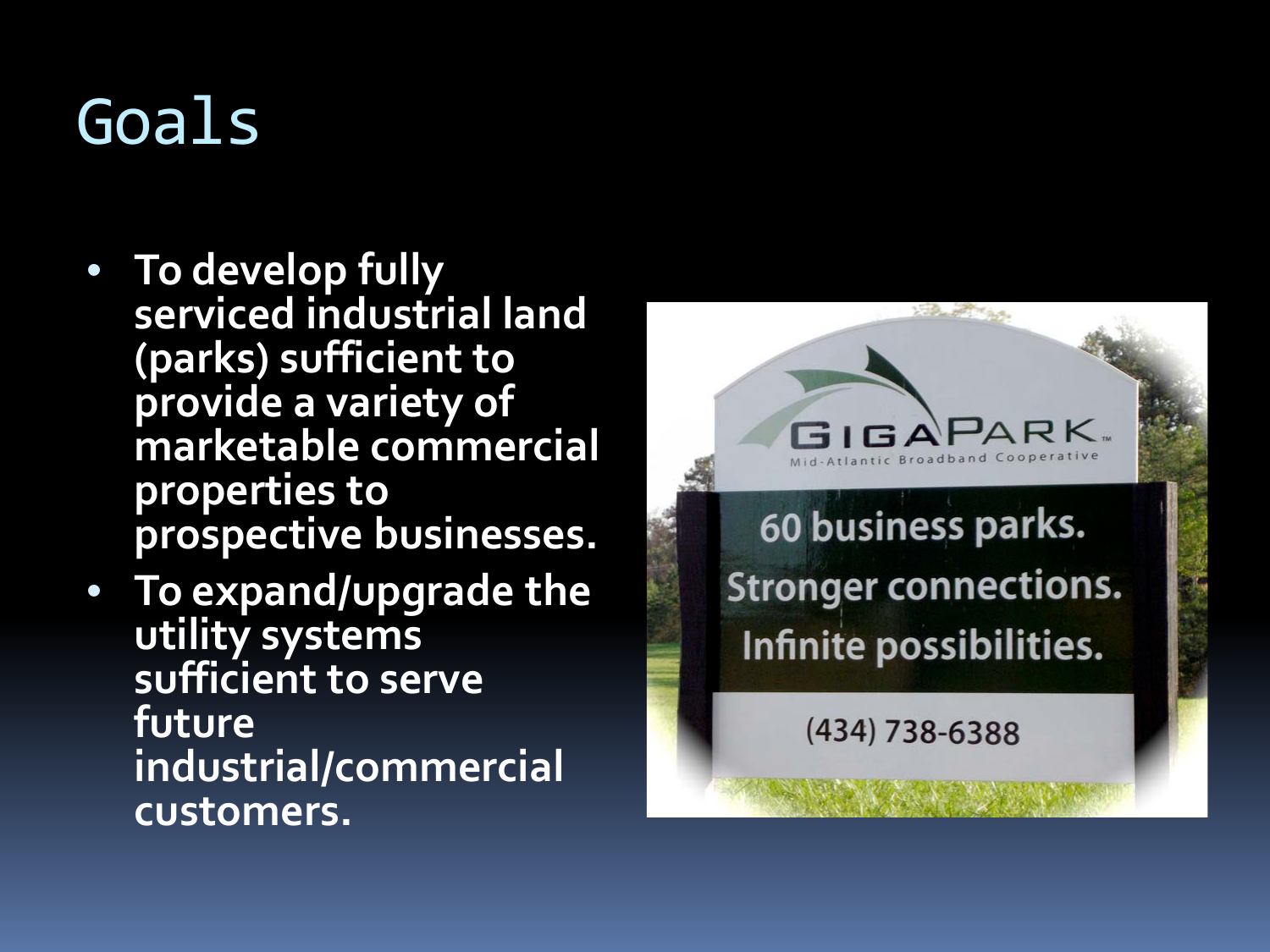# Goals

- **To develop fully serviced industrial land (parks) sufficient to provide a variety of marketable commercial properties to prospective businesses.**
- **To expand/upgrade the utility systems sufficient to serve future industrial/commercial customers.**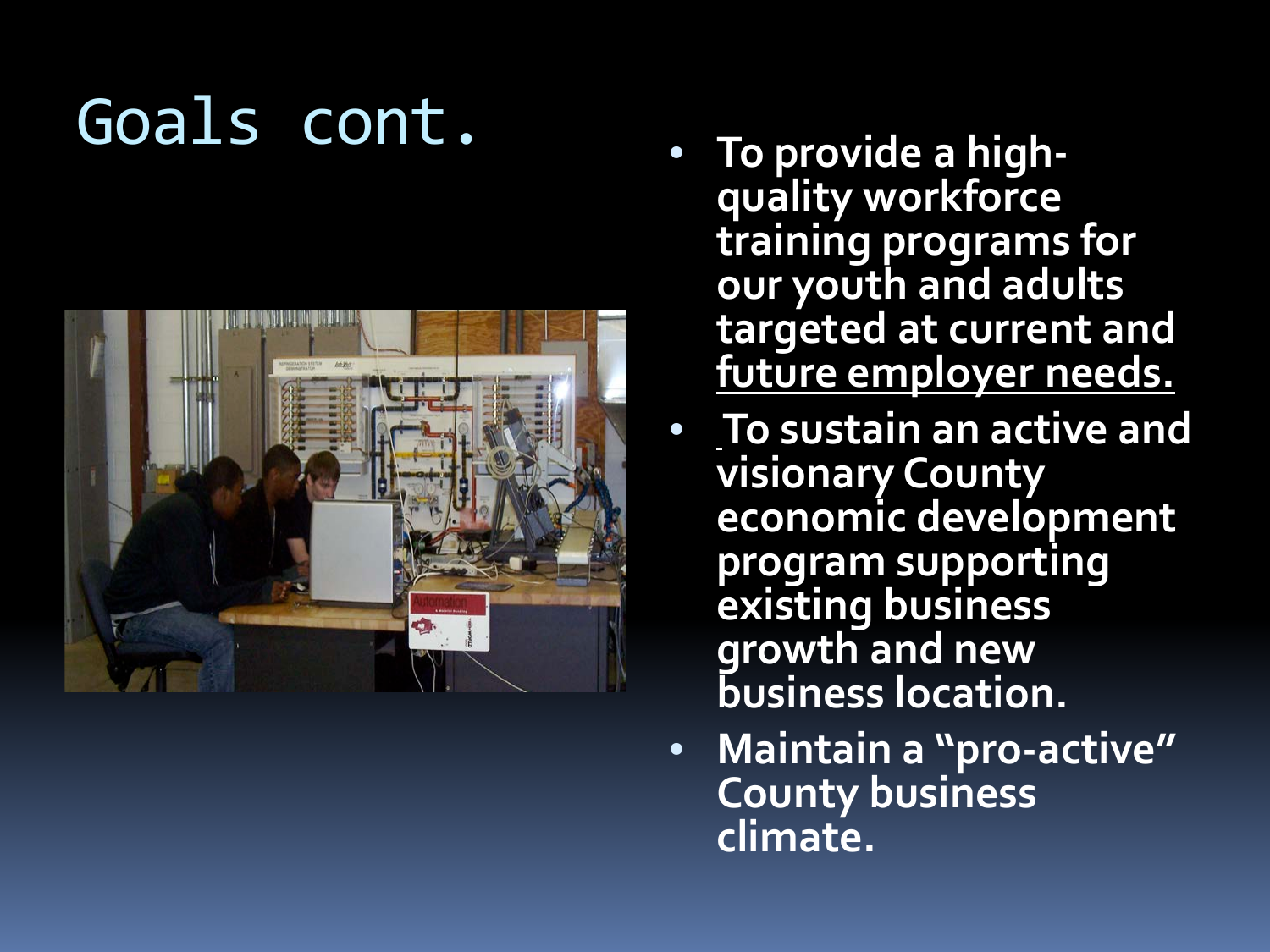# Goals cont.

- **To provide a high-quality workforce training programs for our youth and adults targeted at current and future employer needs.**
- **To sustain an active and visionary County economic development program supporting existing business growth and new business location.**
- **Maintain a "pro-active" County business climate.**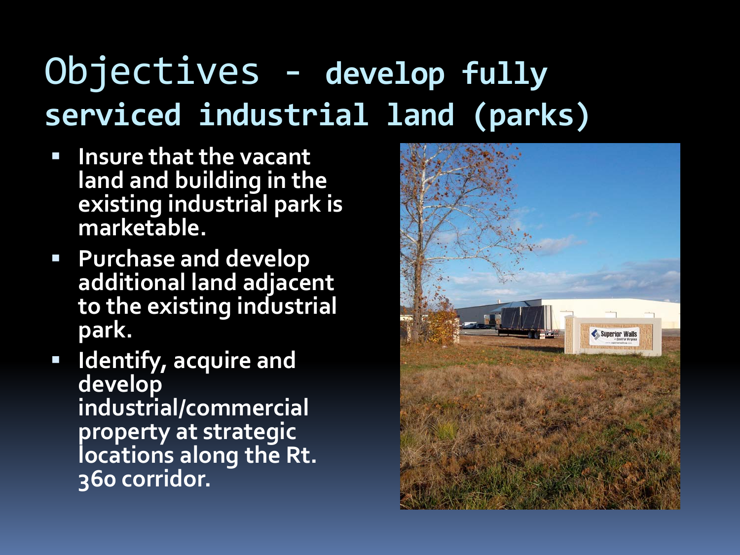# Objectives - develop fully serviced industrial land (parks)

- **Insure that the vacant land and building in the existing industrial park is marketable.**
- **Purchase and develop additional land adjacent to the existing industrial park.**
- **Identify, acquire and develop industrial/commercial property at strategic locations along the Rt. 360 corridor.**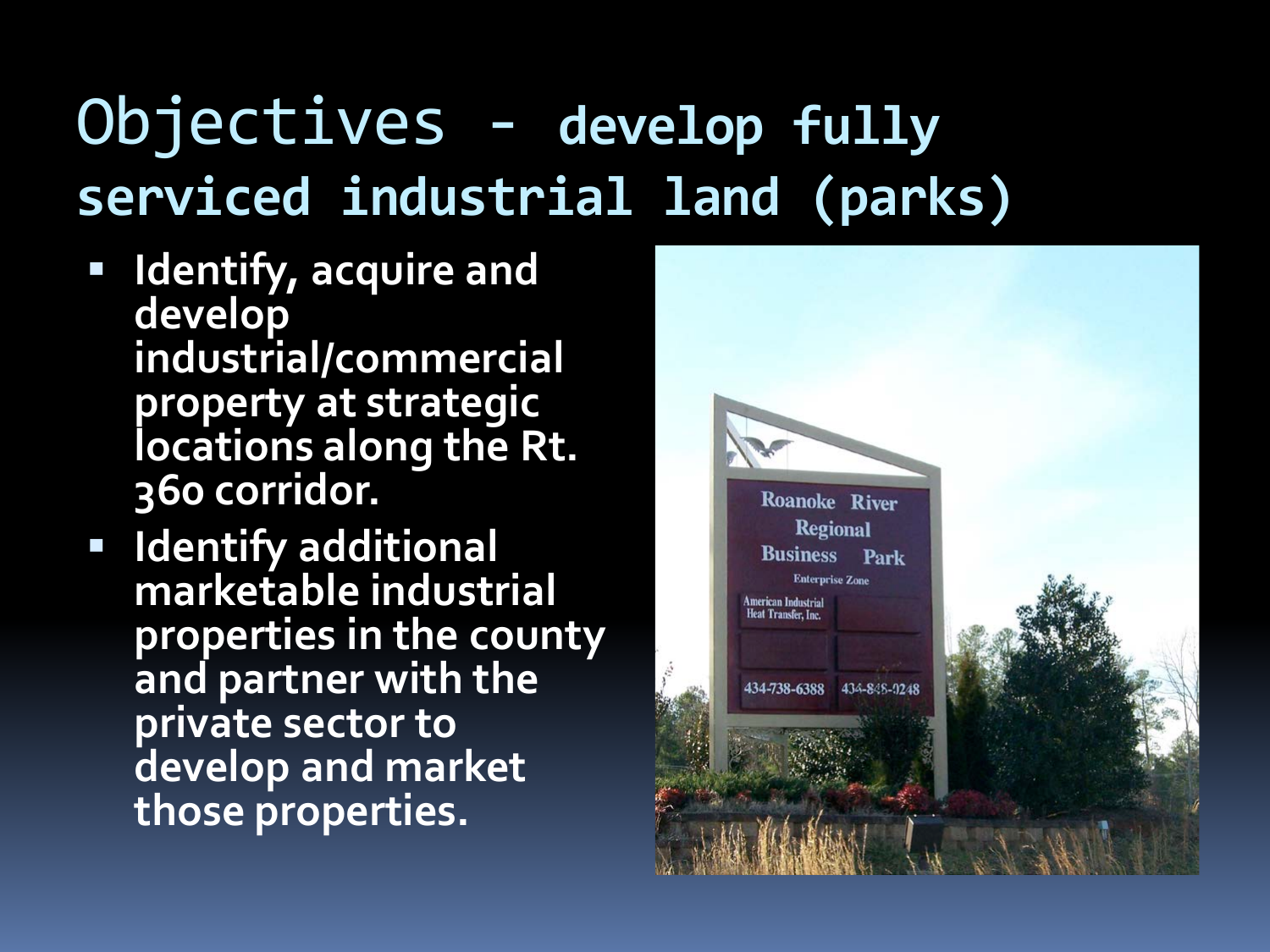# Objectives - develop fully serviced industrial land (parks)

- **Identify, acquire and develop industrial/commercial property at strategic locations along the Rt. 360 corridor.**
- **Identify additional marketable industrial properties in the county and partner with the private sector to develop and market those properties.**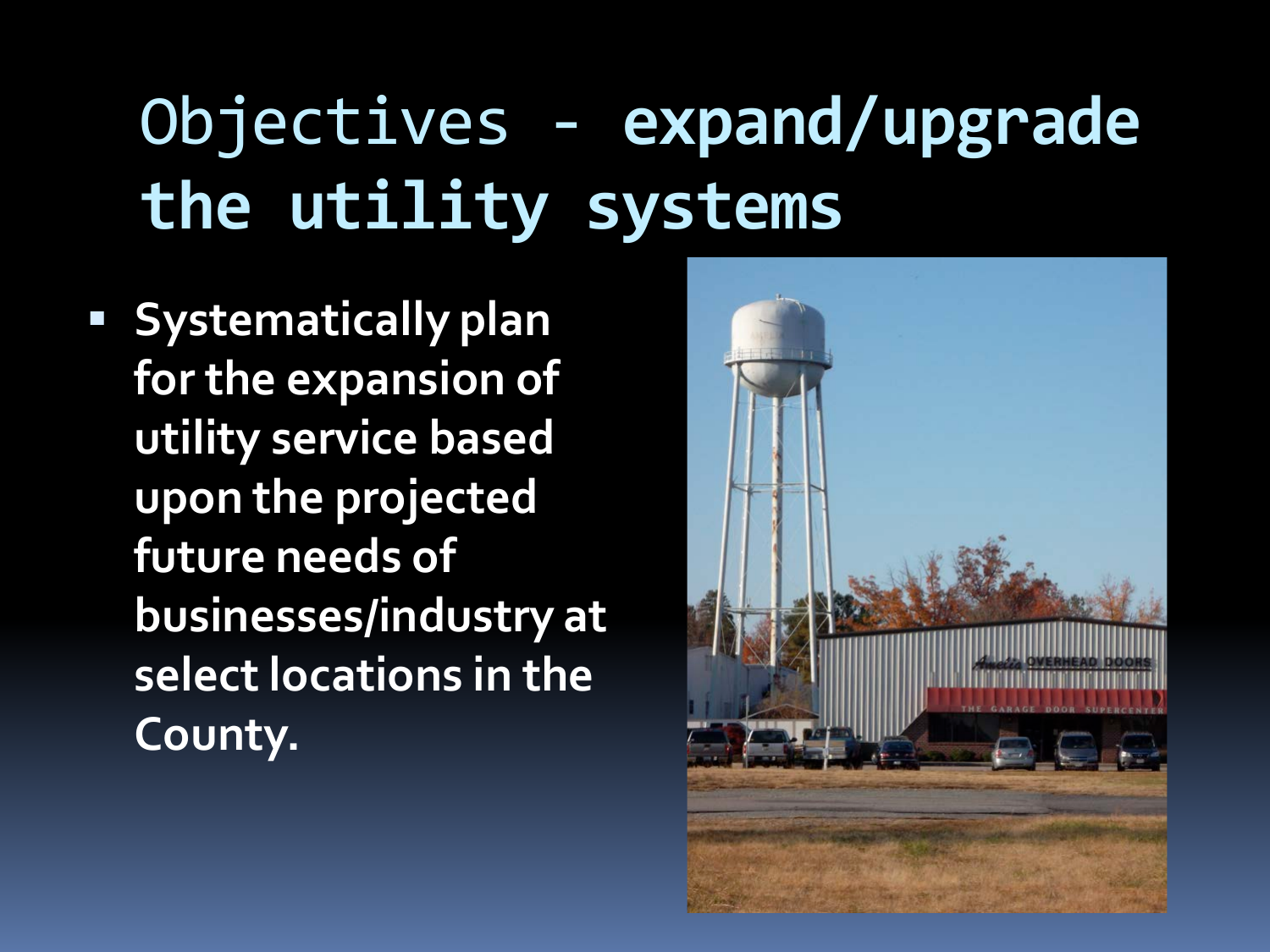# Objectives - **expand/upgrade the utility systems**

- **Systematically plan for the expansion of utility service based upon the projected future needs of businesses/industry at select locations in the County.**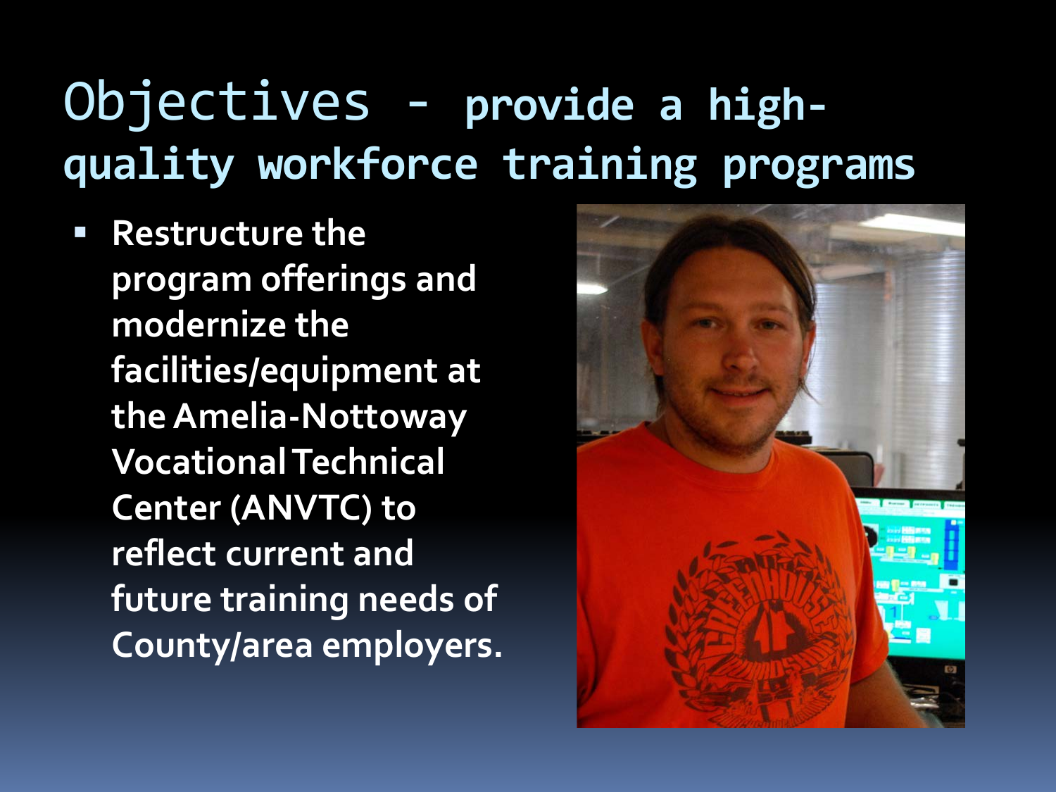# Objectives - provide a high-quality workforce training programs

- **Restructure the program offerings and modernize the facilities/equipment at the Amelia-Nottoway Vocational Technical Center (ANVTC) to reflect current and future training needs of County/area employers.**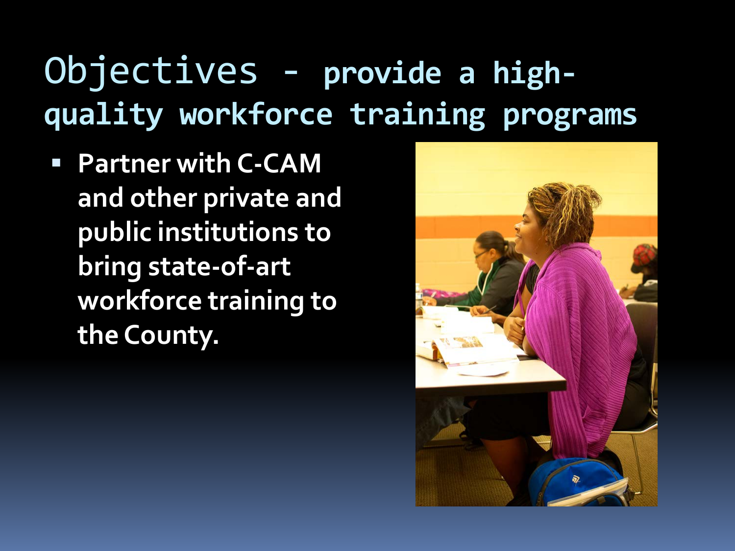# Objectives - provide a high-quality workforce training programs

- **Partner with C-CAM and other private and public institutions to bring state-of-art workforce training to the County.**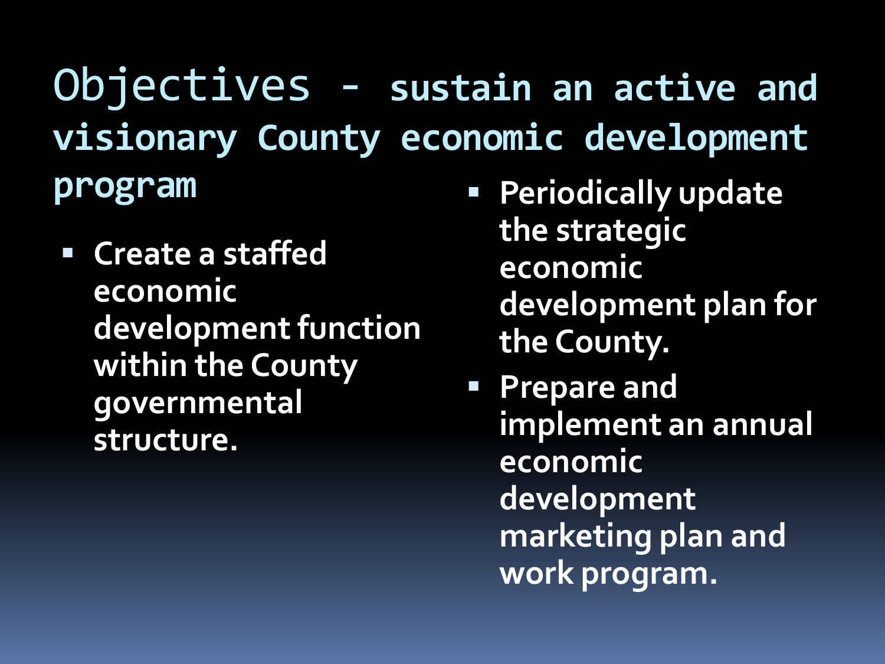# Objectives - sustain an active and visionary County economic development program

- Create a staffed economic development function within the County governmental structure.
- Periodically update the strategic economic development plan for the County.
- Prepare and implement an annual economic development marketing plan and work program.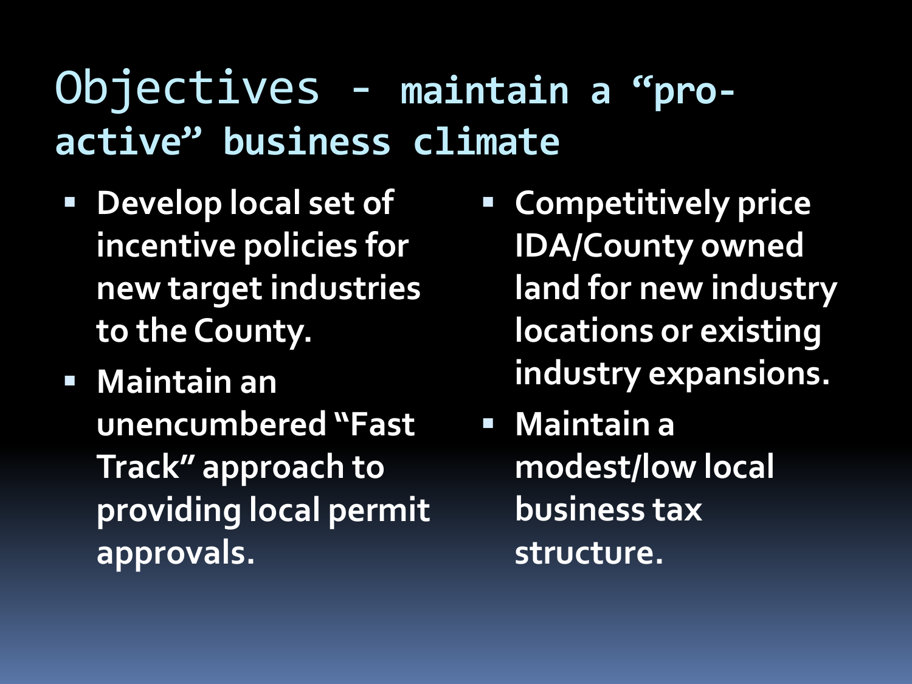# Objectives - maintain a "pro-active" business climate

- Develop local set of incentive policies for new target industries to the County.
- Maintain an unencumbered "Fast Track" approach to providing local permit approvals.
- Competitively price IDA/County owned land for new industry locations or existing industry expansions.
- Maintain a modest/low local business tax structure.